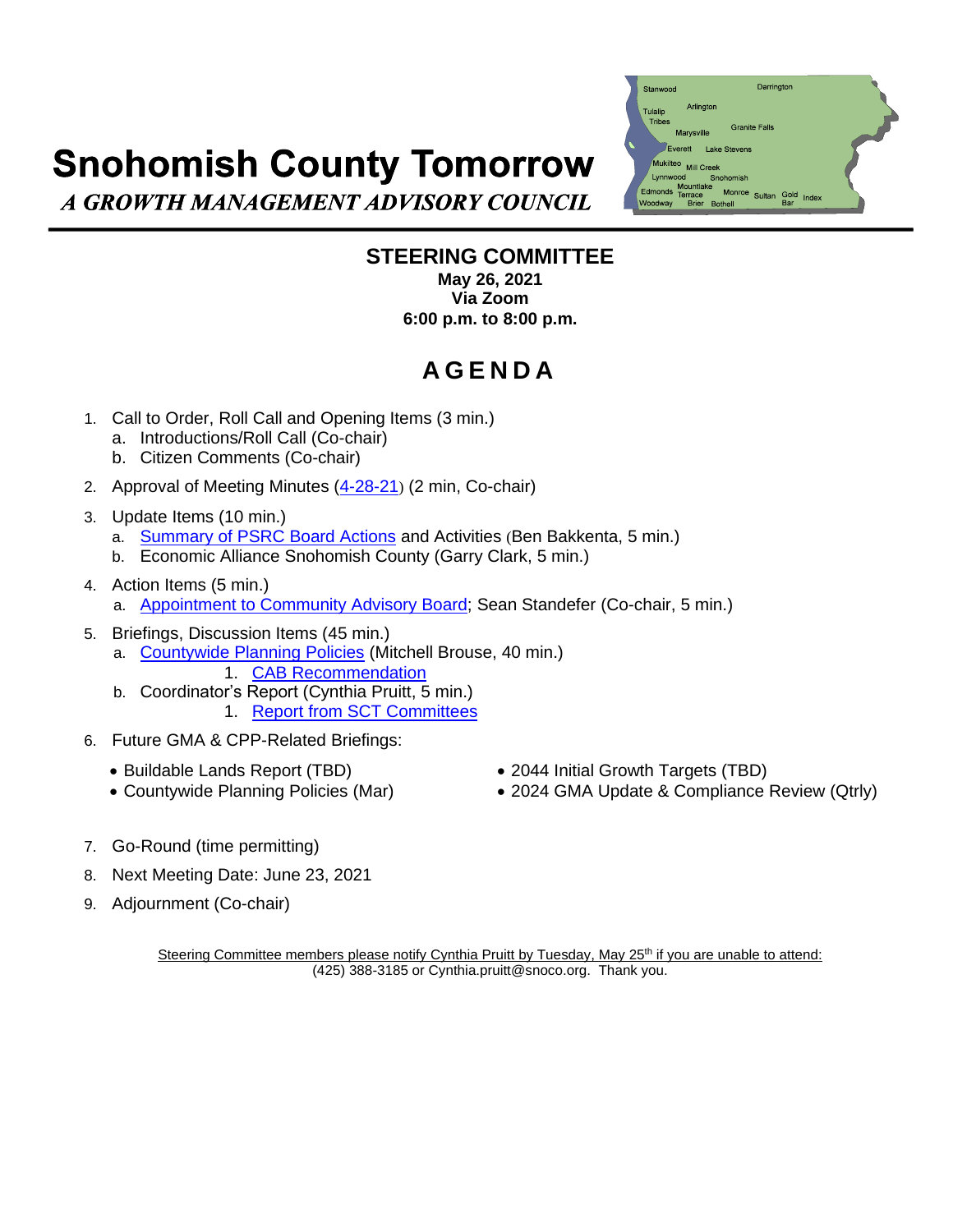# Snohomish County Tomorrow

***A GROWTH MANAGEMENT ADVISORY COUNCIL***

## STEERING COMMITTEE

**May 26, 2021**
**Via Zoom**
**6:00 p.m. to 8:00 p.m.**

## AGENDA

1. Call to Order, Roll Call and Opening Items (3 min.)
   a. Introductions/Roll Call (Co-chair)
   b. Citizen Comments (Co-chair)
2. Approval of Meeting Minutes (4-28-21) (2 min, Co-chair)
3. Update Items (10 min.)
   a. Summary of PSRC Board Actions and Activities (Ben Bakkenta, 5 min.)
   b. Economic Alliance Snohomish County (Garry Clark, 5 min.)
4. Action Items (5 min.)
   a. Appointment to Community Advisory Board; Sean Standefer (Co-chair, 5 min.)
5. Briefings, Discussion Items (45 min.)
   a. Countywide Planning Policies (Mitchell Brouse, 40 min.)
      1. CAB Recommendation
   b. Coordinator's Report (Cynthia Pruitt, 5 min.)
      1. Report from SCT Committees
6. Future GMA & CPP-Related Briefings:
   - Buildable Lands Report (TBD)
   - Countywide Planning Policies (Mar)
   - 2044 Initial Growth Targets (TBD)
   - 2024 GMA Update & Compliance Review (Qtrly)
7. Go-Round (time permitting)
8. Next Meeting Date: June 23, 2021
9. Adjournment (Co-chair)

Steering Committee members please notify Cynthia Pruitt by Tuesday, May 25th if you are unable to attend:
(425) 388-3185 or Cynthia.pruitt@snoco.org. Thank you.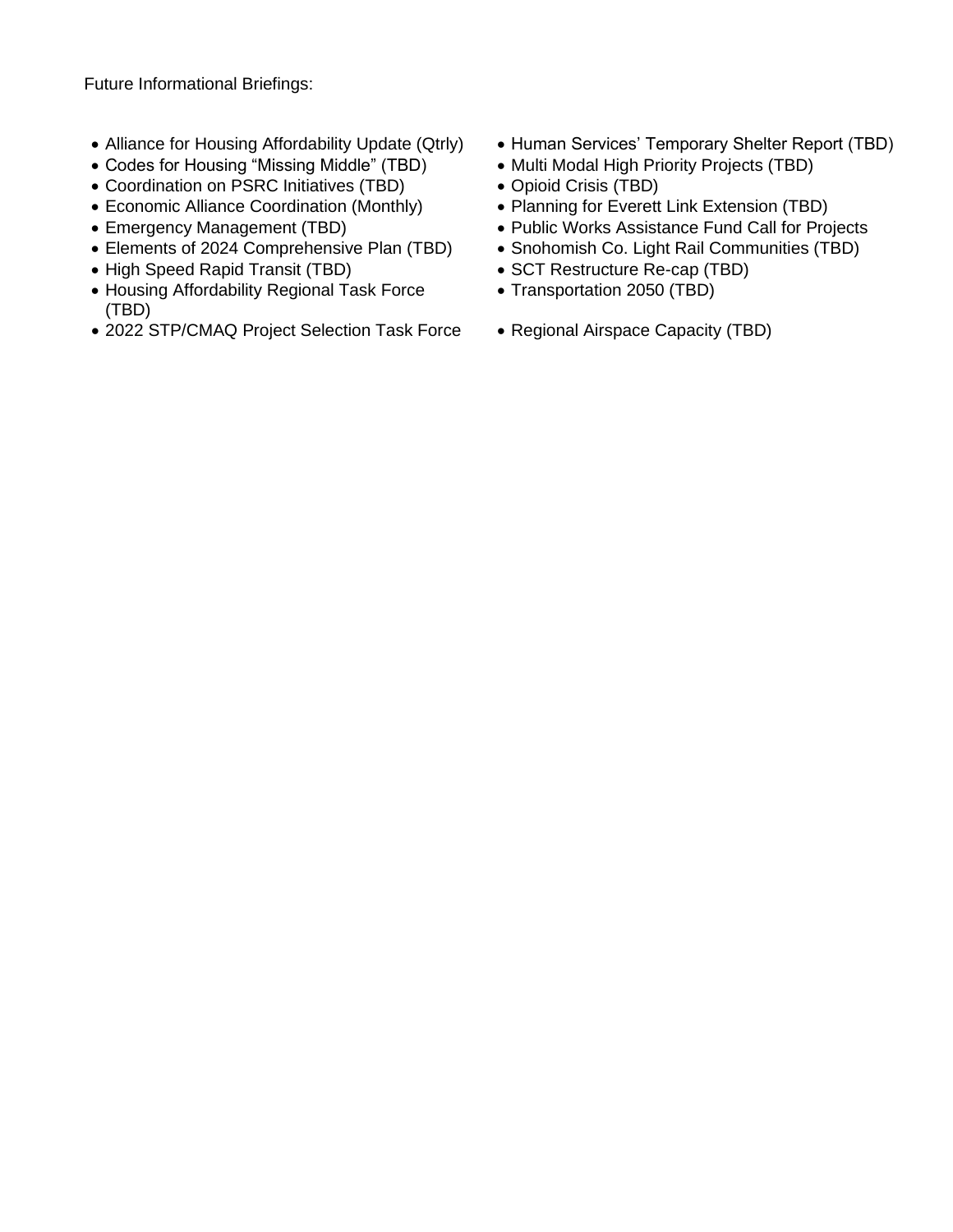Future Informational Briefings:

- Alliance for Housing Affordability Update (Qtrly)
- Codes for Housing "Missing Middle" (TBD)
- Coordination on PSRC Initiatives (TBD)
- Economic Alliance Coordination (Monthly)
- Emergency Management (TBD)
- Elements of 2024 Comprehensive Plan (TBD)
- High Speed Rapid Transit (TBD)
- Housing Affordability Regional Task Force (TBD)
- 2022 STP/CMAQ Project Selection Task Force
- Human Services' Temporary Shelter Report (TBD)
- Multi Modal High Priority Projects (TBD)
- Opioid Crisis (TBD)
- Planning for Everett Link Extension (TBD)
- Public Works Assistance Fund Call for Projects
- Snohomish Co. Light Rail Communities (TBD)
- SCT Restructure Re-cap (TBD)
- Transportation 2050 (TBD)
- Regional Airspace Capacity (TBD)